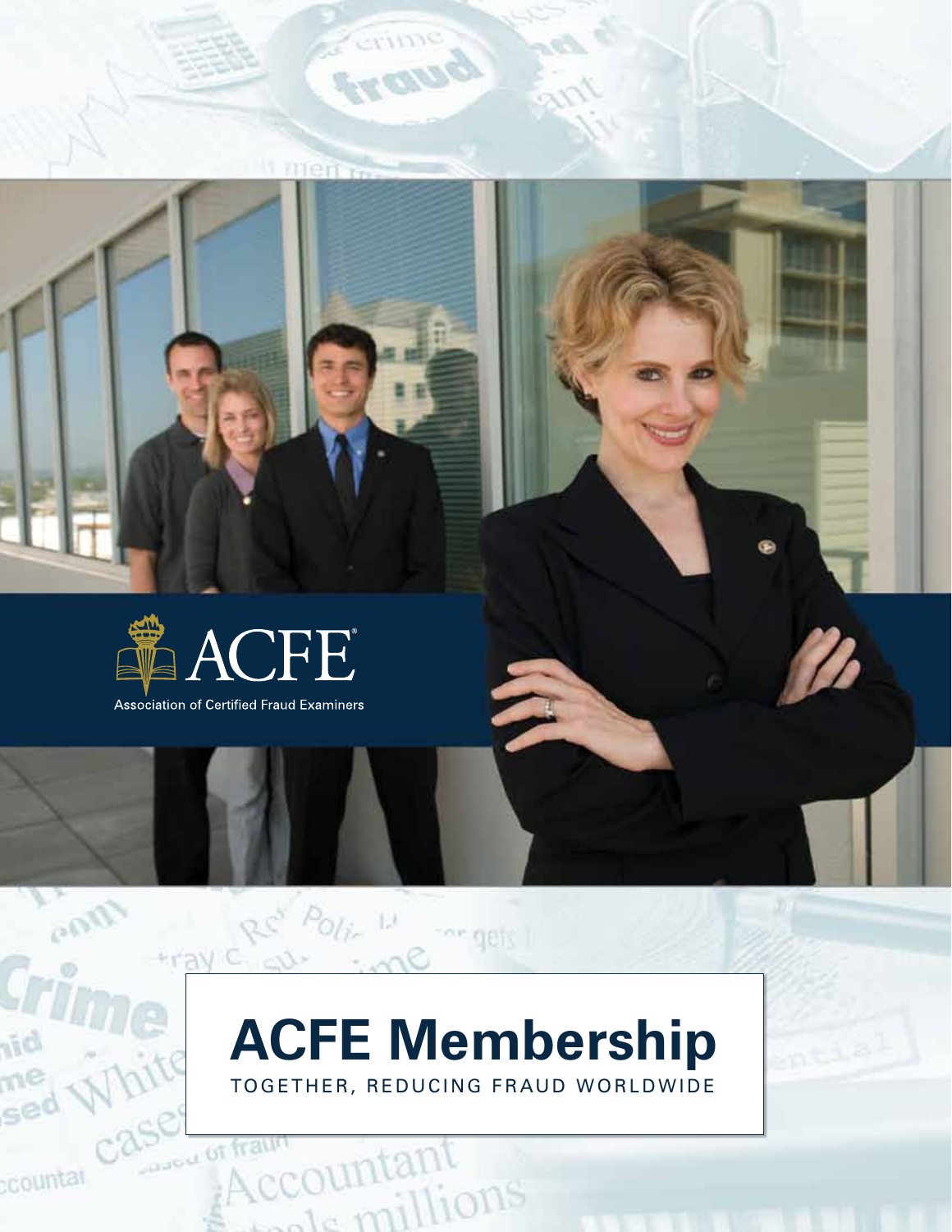ACFE®

Association of Certified Fraud Examiners

# ACFE Membership

TOGETHER, REDUCING FRAUD WORLDWIDE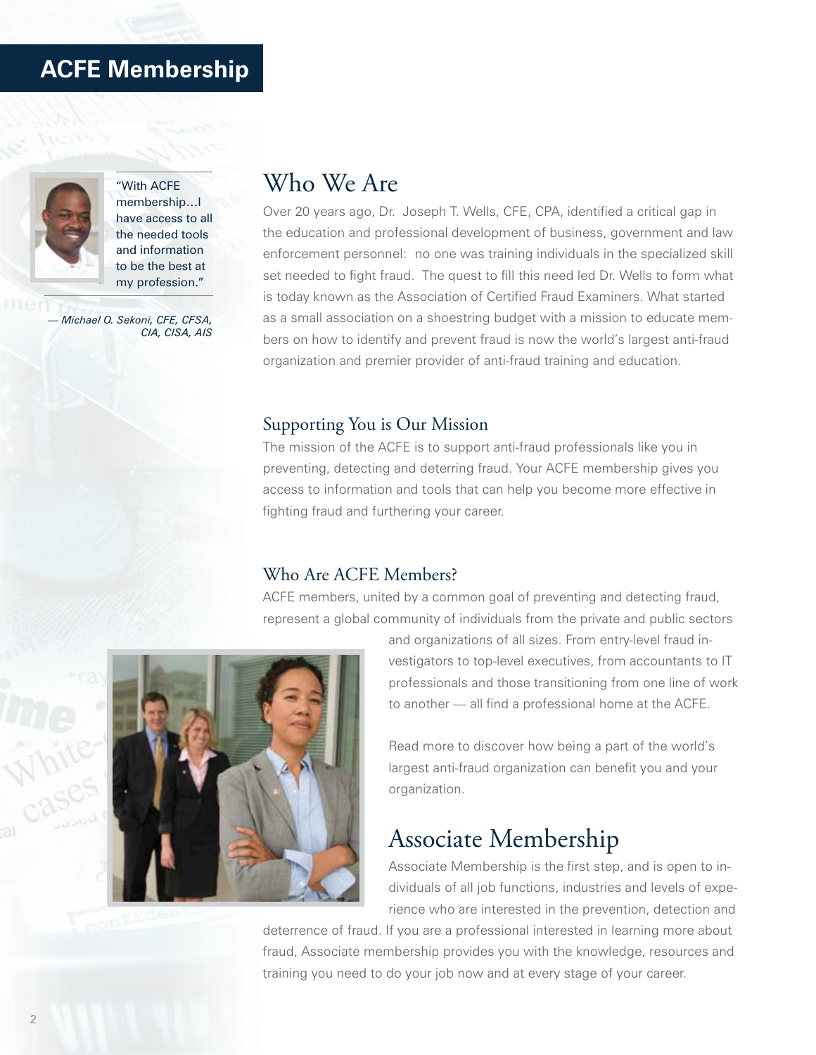# ACFE Membership

"With ACFE membership…I have access to all the needed tools and information to be the best at my profession."

*— Michael O. Sekoni, CFE, CFSA, CIA, CISA, AIS*

## Who We Are

Over 20 years ago, Dr. Joseph T. Wells, CFE, CPA, identified a critical gap in the education and professional development of business, government and law enforcement personnel: no one was training individuals in the specialized skill set needed to fight fraud. The quest to fill this need led Dr. Wells to form what is today known as the Association of Certified Fraud Examiners. What started as a small association on a shoestring budget with a mission to educate members on how to identify and prevent fraud is now the world's largest anti-fraud organization and premier provider of anti-fraud training and education.

### Supporting You is Our Mission

The mission of the ACFE is to support anti-fraud professionals like you in preventing, detecting and deterring fraud. Your ACFE membership gives you access to information and tools that can help you become more effective in fighting fraud and furthering your career.

### Who Are ACFE Members?

ACFE members, united by a common goal of preventing and detecting fraud, represent a global community of individuals from the private and public sectors and organizations of all sizes. From entry-level fraud investigators to top-level executives, from accountants to IT professionals and those transitioning from one line of work to another — all find a professional home at the ACFE.

Read more to discover how being a part of the world's largest anti-fraud organization can benefit you and your organization.

## Associate Membership

Associate Membership is the first step, and is open to individuals of all job functions, industries and levels of experience who are interested in the prevention, detection and deterrence of fraud. If you are a professional interested in learning more about fraud, Associate membership provides you with the knowledge, resources and training you need to do your job now and at every stage of your career.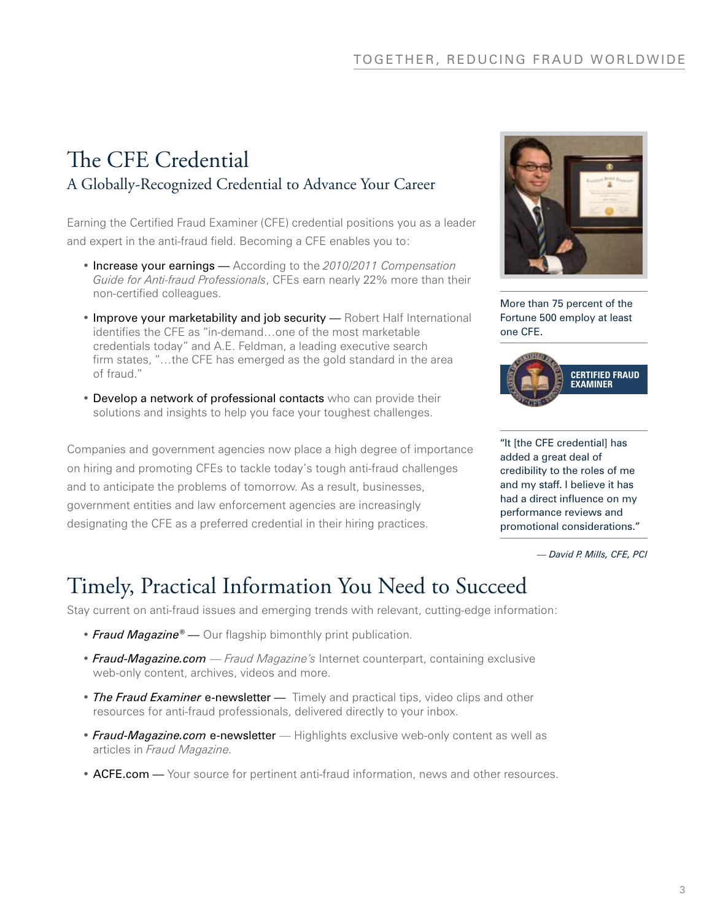# The CFE Credential

## A Globally-Recognized Credential to Advance Your Career

Earning the Certified Fraud Examiner (CFE) credential positions you as a leader and expert in the anti-fraud field. Becoming a CFE enables you to:

- Increase your earnings — According to the *2010/2011 Compensation Guide for Anti-fraud Professionals*, CFEs earn nearly 22% more than their non-certified colleagues.
- Improve your marketability and job security — Robert Half International identifies the CFE as "in-demand…one of the most marketable credentials today" and A.E. Feldman, a leading executive search firm states, "…the CFE has emerged as the gold standard in the area of fraud."
- Develop a network of professional contacts who can provide their solutions and insights to help you face your toughest challenges.

Companies and government agencies now place a high degree of importance on hiring and promoting CFEs to tackle today's tough anti-fraud challenges and to anticipate the problems of tomorrow. As a result, businesses, government entities and law enforcement agencies are increasingly designating the CFE as a preferred credential in their hiring practices.

More than 75 percent of the Fortune 500 employ at least one CFE.

CERTIFIED FRAUD EXAMINER

"It [the CFE credential] has added a great deal of credibility to the roles of me and my staff. I believe it has had a direct influence on my performance reviews and promotional considerations."

*— David P. Mills, CFE, PCI*

# Timely, Practical Information You Need to Succeed

Stay current on anti-fraud issues and emerging trends with relevant, cutting-edge information:

- *Fraud Magazine®* — Our flagship bimonthly print publication.
- *Fraud-Magazine.com* — *Fraud Magazine's* Internet counterpart, containing exclusive web-only content, archives, videos and more.
- *The Fraud Examiner* e-newsletter — Timely and practical tips, video clips and other resources for anti-fraud professionals, delivered directly to your inbox.
- *Fraud-Magazine.com* e-newsletter — Highlights exclusive web-only content as well as articles in *Fraud Magazine.*
- ACFE.com — Your source for pertinent anti-fraud information, news and other resources.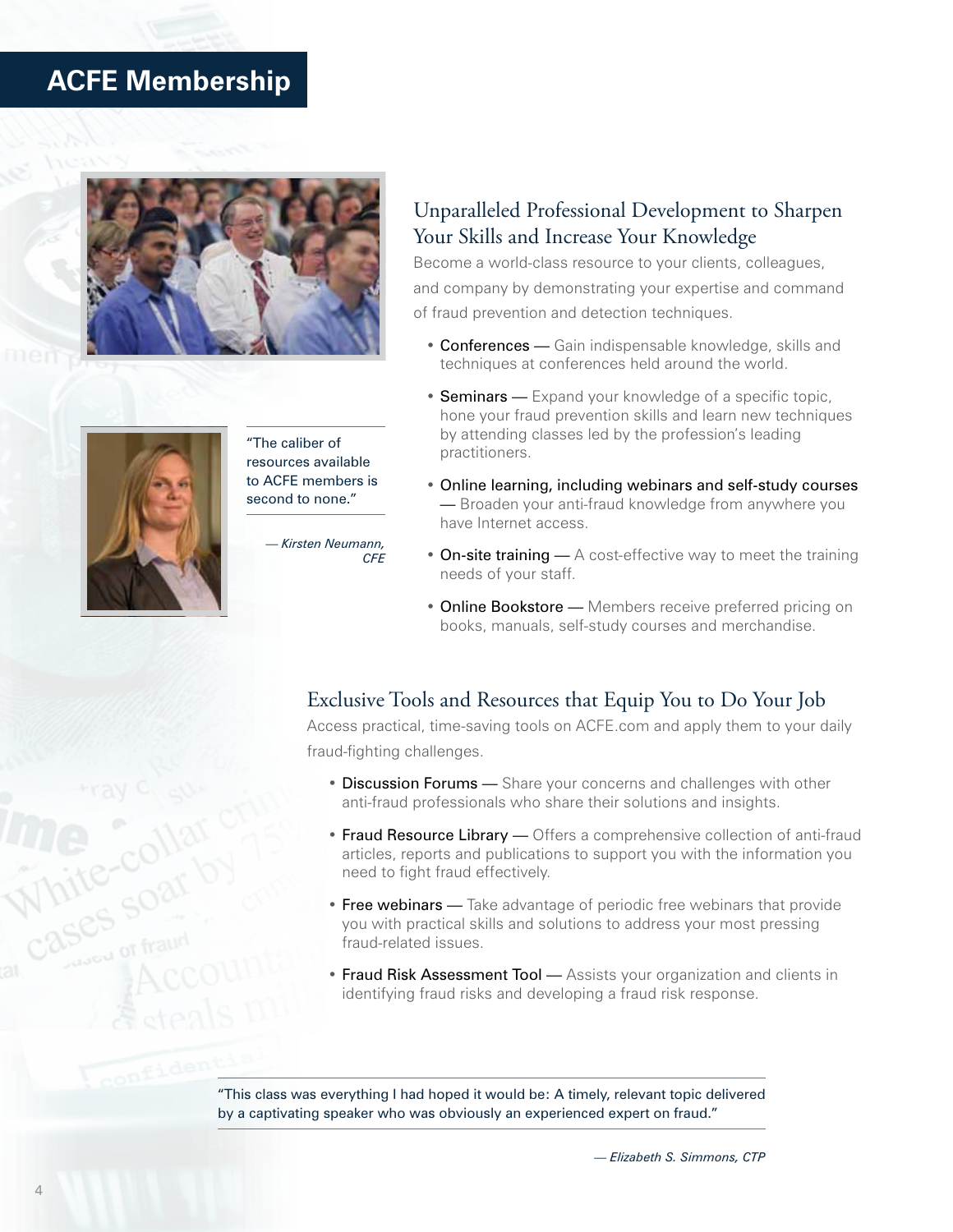# ACFE Membership

"The caliber of resources available to ACFE members is second to none."

*— Kirsten Neumann, CFE*

## Unparalleled Professional Development to Sharpen Your Skills and Increase Your Knowledge

Become a world-class resource to your clients, colleagues, and company by demonstrating your expertise and command of fraud prevention and detection techniques.

- Conferences — Gain indispensable knowledge, skills and techniques at conferences held around the world.
- Seminars — Expand your knowledge of a specific topic, hone your fraud prevention skills and learn new techniques by attending classes led by the profession's leading practitioners.
- Online learning, including webinars and self-study courses — Broaden your anti-fraud knowledge from anywhere you have Internet access.
- On-site training — A cost-effective way to meet the training needs of your staff.
- Online Bookstore — Members receive preferred pricing on books, manuals, self-study courses and merchandise.

## Exclusive Tools and Resources that Equip You to Do Your Job

Access practical, time-saving tools on ACFE.com and apply them to your daily fraud-fighting challenges.

- Discussion Forums — Share your concerns and challenges with other anti-fraud professionals who share their solutions and insights.
- Fraud Resource Library — Offers a comprehensive collection of anti-fraud articles, reports and publications to support you with the information you need to fight fraud effectively.
- Free webinars — Take advantage of periodic free webinars that provide you with practical skills and solutions to address your most pressing fraud-related issues.
- Fraud Risk Assessment Tool — Assists your organization and clients in identifying fraud risks and developing a fraud risk response.

"This class was everything I had hoped it would be: A timely, relevant topic delivered by a captivating speaker who was obviously an experienced expert on fraud."

*— Elizabeth S. Simmons, CTP*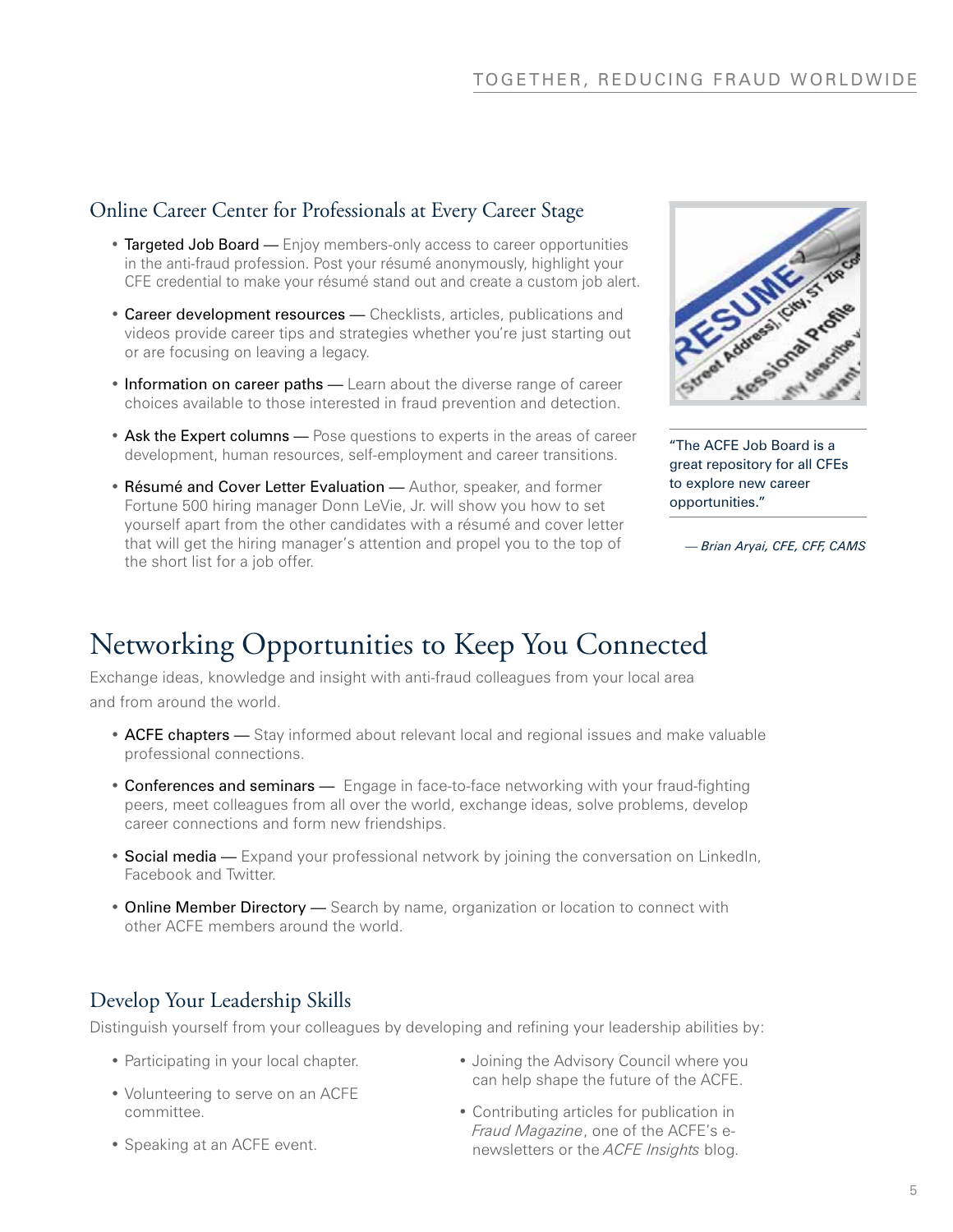## Online Career Center for Professionals at Every Career Stage

- Targeted Job Board — Enjoy members-only access to career opportunities in the anti-fraud profession. Post your résumé anonymously, highlight your CFE credential to make your résumé stand out and create a custom job alert.
- Career development resources — Checklists, articles, publications and videos provide career tips and strategies whether you're just starting out or are focusing on leaving a legacy.
- Information on career paths — Learn about the diverse range of career choices available to those interested in fraud prevention and detection.
- Ask the Expert columns — Pose questions to experts in the areas of career development, human resources, self-employment and career transitions.
- Résumé and Cover Letter Evaluation — Author, speaker, and former Fortune 500 hiring manager Donn LeVie, Jr. will show you how to set yourself apart from the other candidates with a résumé and cover letter that will get the hiring manager's attention and propel you to the top of the short list for a job offer.

"The ACFE Job Board is a great repository for all CFEs to explore new career opportunities."

*— Brian Aryai, CFE, CFF, CAMS*

# Networking Opportunities to Keep You Connected

Exchange ideas, knowledge and insight with anti-fraud colleagues from your local area and from around the world.

- ACFE chapters — Stay informed about relevant local and regional issues and make valuable professional connections.
- Conferences and seminars — Engage in face-to-face networking with your fraud-fighting peers, meet colleagues from all over the world, exchange ideas, solve problems, develop career connections and form new friendships.
- Social media — Expand your professional network by joining the conversation on LinkedIn, Facebook and Twitter.
- Online Member Directory — Search by name, organization or location to connect with other ACFE members around the world.

## Develop Your Leadership Skills

Distinguish yourself from your colleagues by developing and refining your leadership abilities by:

- Participating in your local chapter.
- Volunteering to serve on an ACFE committee.
- Speaking at an ACFE event.
- Joining the Advisory Council where you can help shape the future of the ACFE.
- Contributing articles for publication in *Fraud Magazine*, one of the ACFE's e-newsletters or the *ACFE Insights* blog.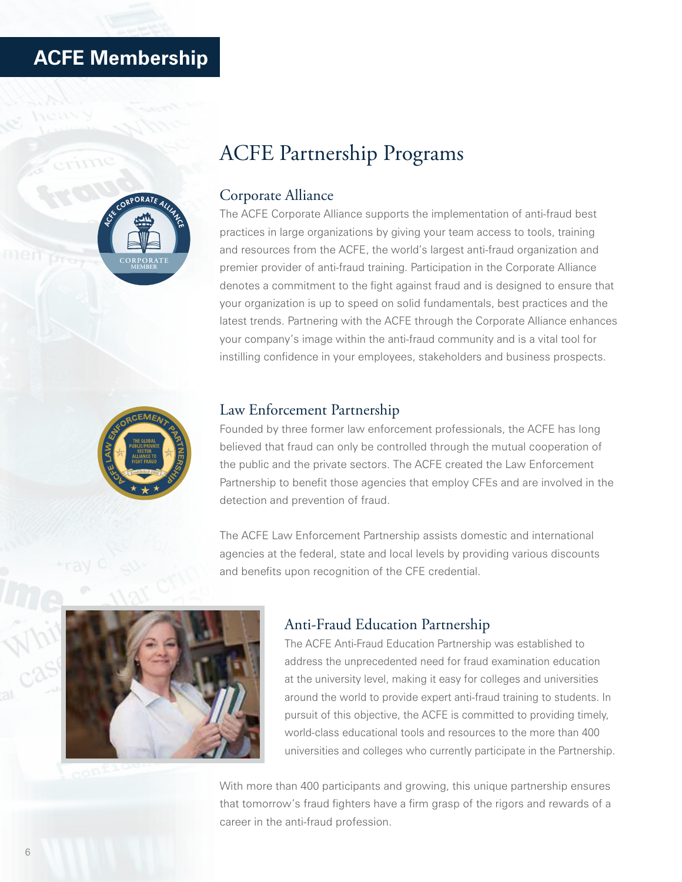# ACFE Membership

## ACFE Partnership Programs

### Corporate Alliance

The ACFE Corporate Alliance supports the implementation of anti-fraud best practices in large organizations by giving your team access to tools, training and resources from the ACFE, the world's largest anti-fraud organization and premier provider of anti-fraud training. Participation in the Corporate Alliance denotes a commitment to the fight against fraud and is designed to ensure that your organization is up to speed on solid fundamentals, best practices and the latest trends. Partnering with the ACFE through the Corporate Alliance enhances your company's image within the anti-fraud community and is a vital tool for instilling confidence in your employees, stakeholders and business prospects.

### Law Enforcement Partnership

Founded by three former law enforcement professionals, the ACFE has long believed that fraud can only be controlled through the mutual cooperation of the public and the private sectors. The ACFE created the Law Enforcement Partnership to benefit those agencies that employ CFEs and are involved in the detection and prevention of fraud.

The ACFE Law Enforcement Partnership assists domestic and international agencies at the federal, state and local levels by providing various discounts and benefits upon recognition of the CFE credential.

### Anti-Fraud Education Partnership

The ACFE Anti-Fraud Education Partnership was established to address the unprecedented need for fraud examination education at the university level, making it easy for colleges and universities around the world to provide expert anti-fraud training to students. In pursuit of this objective, the ACFE is committed to providing timely, world-class educational tools and resources to the more than 400 universities and colleges who currently participate in the Partnership.

With more than 400 participants and growing, this unique partnership ensures that tomorrow's fraud fighters have a firm grasp of the rigors and rewards of a career in the anti-fraud profession.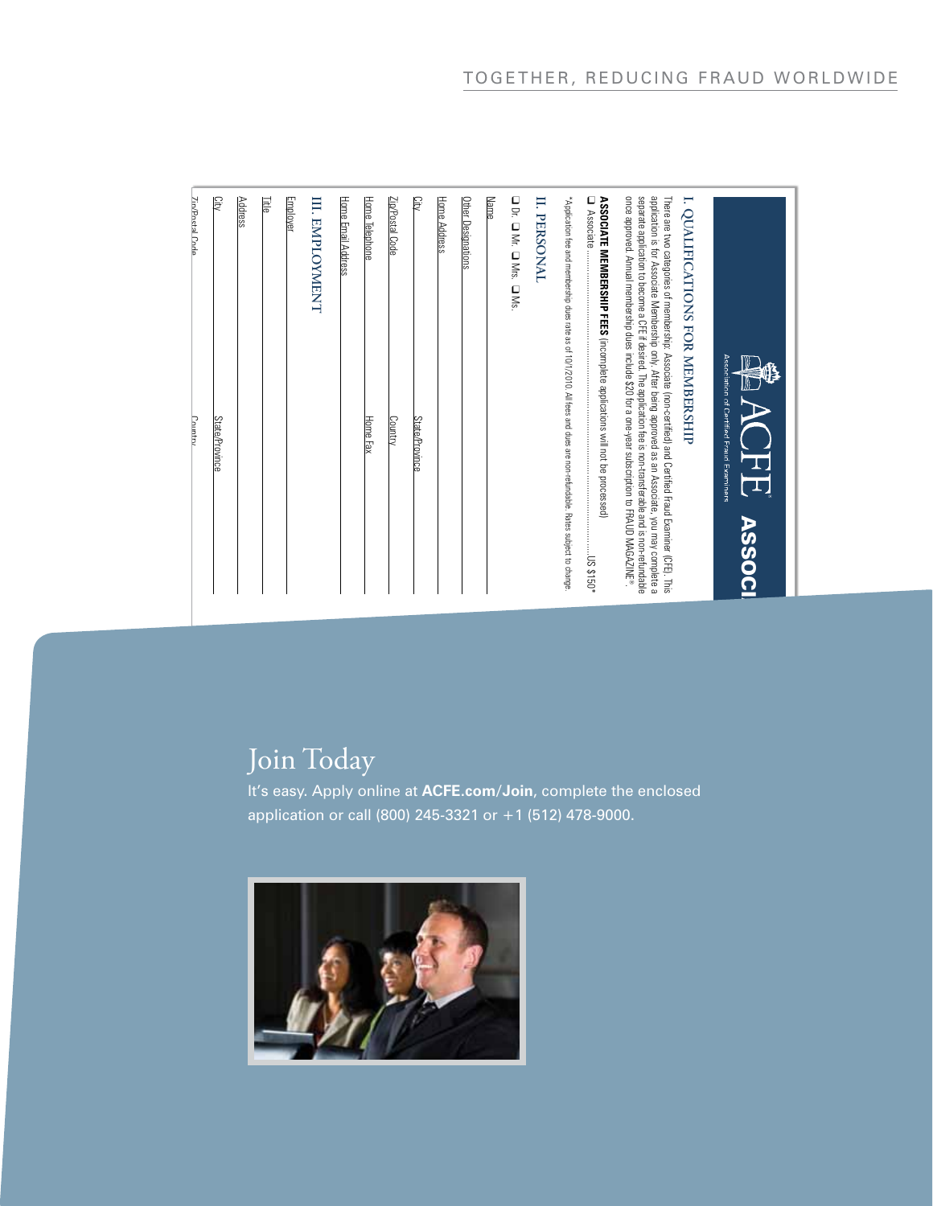TOGETHER, REDUCING FRAUD WORLDWIDE

ACFE
Association of Certified Fraud Examiners

ASSOCI

## I. QUALIFICATIONS FOR MEMBERSHIP

There are two categories of membership: Associate (non-certified) and Certified Fraud Examiner (CFE). This application is for Associate Membership only. After being approved as an Associate, you may complete a separate application to become a CFE if desired. The application fee is non-transferable and is non-refundable once approved. Annual membership dues include $20 for a one-year subscription to FRAUD MAGAZINE®.

**ASSOCIATE MEMBERSHIP FEES** (incomplete applications will not be processed)

❑ Associate ........................................................................................................ US $150*

*Application fee and membership dues rate as of 10/1/2010. All fees and dues are non-refundable. Rates subject to change.

## II. PERSONAL

❑ Dr. ❑ Mr. ❑ Mrs. ❑ Ms.

Name

Other Designations

Home Address

City State/Province

Zip/Postal Code Country

Home Telephone Home Fax

Home Email Address

## III. EMPLOYMENT

Employer

Title

Address

City State/Province

Zip/Postal Code Country

# Join Today

It's easy. Apply online at **ACFE.com/Join**, complete the enclosed application or call (800) 245-3321 or +1 (512) 478-9000.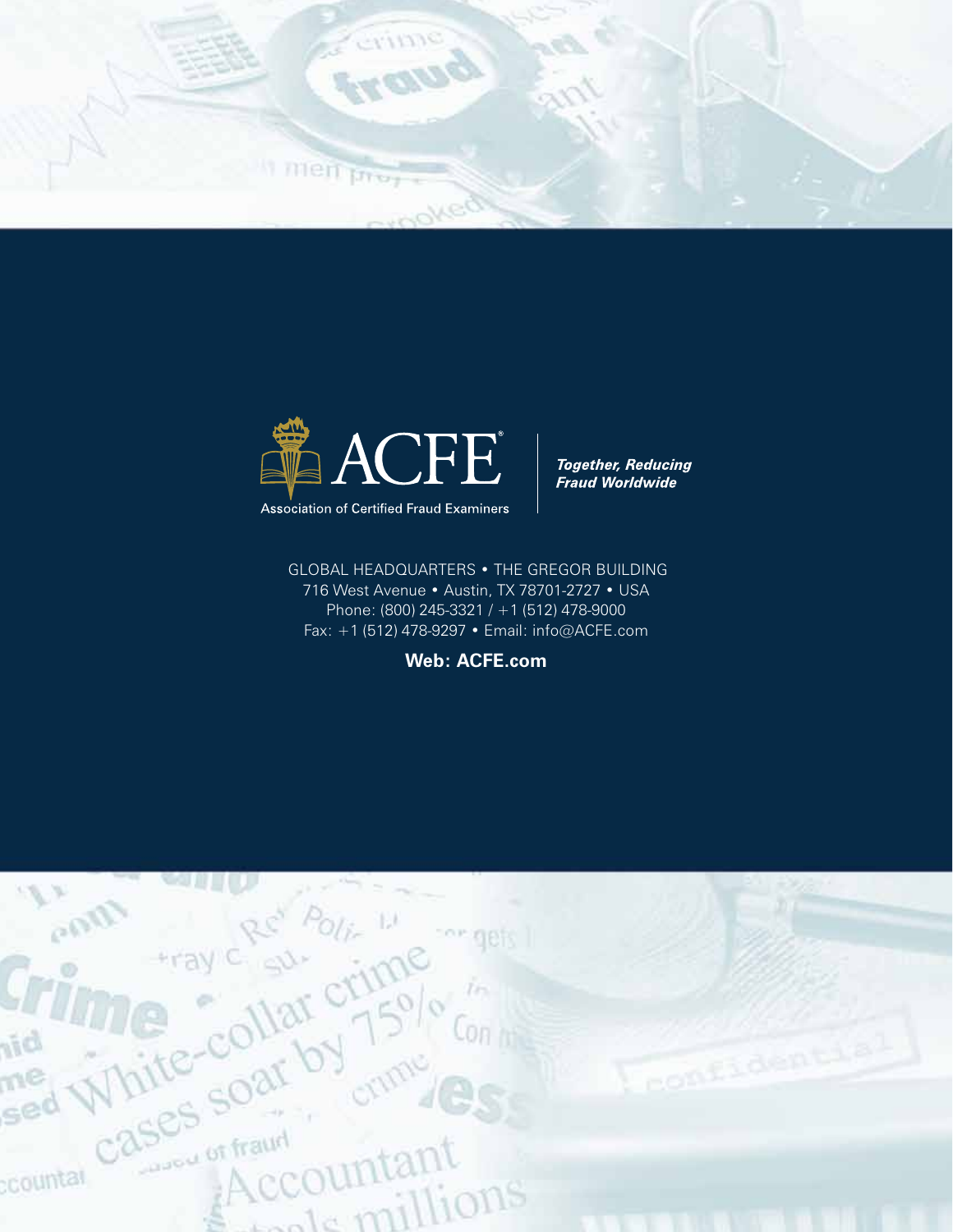ACFE®

Association of Certified Fraud Examiners

***Together, Reducing Fraud Worldwide***

GLOBAL HEADQUARTERS • THE GREGOR BUILDING
716 West Avenue • Austin, TX 78701-2727 • USA
Phone: (800) 245-3321 / +1 (512) 478-9000
Fax: +1 (512) 478-9297 • Email: info@ACFE.com

**Web: ACFE.com**